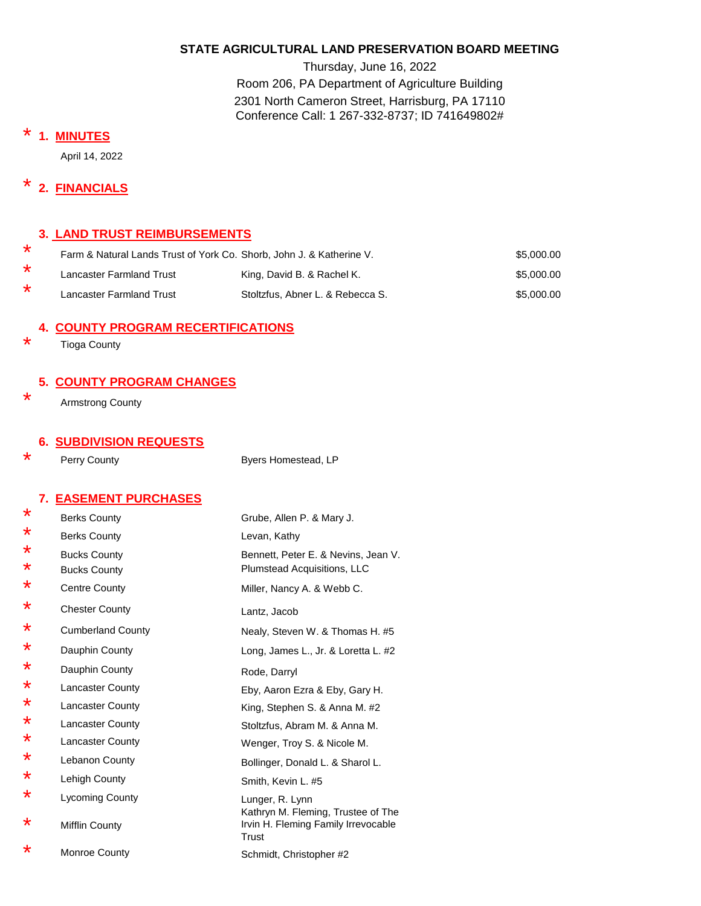**STATE AGRICULTURAL LAND PRESERVATION BOARD MEETING**

Thursday, June 16, 2022

Room 206, PA Department of Agriculture Building

2301 North Cameron Street, Harrisburg, PA 17110

Conference Call: 1 267-332-8737; ID 741649802#

## * 1. MINUTES

April 14, 2022

## * 2. FINANCIALS

## 3. LAND TRUST REIMBURSEMENTS

| | | | |
|---|---|---|---|
| * | Farm & Natural Lands Trust of York Co. | Shorb, John J. & Katherine V. | $5,000.00 |
| * | Lancaster Farmland Trust | King, David B. & Rachel K. | $5,000.00 |
| * | Lancaster Farmland Trust | Stoltzfus, Abner L. & Rebecca S. | $5,000.00 |

## 4. COUNTY PROGRAM RECERTIFICATIONS

\* Tioga County

## 5. COUNTY PROGRAM CHANGES

\* Armstrong County

## 6. SUBDIVISION REQUESTS

| | | |
|---|---|---|
| * | Perry County | Byers Homestead, LP |

## 7. EASEMENT PURCHASES

| | | |
|---|---|---|
| * | Berks County | Grube, Allen P. & Mary J. |
| * | Berks County | Levan, Kathy |
| * | Bucks County | Bennett, Peter E. & Nevins, Jean V. |
| * | Bucks County | Plumstead Acquisitions, LLC |
| * | Centre County | Miller, Nancy A. & Webb C. |
| * | Chester County | Lantz, Jacob |
| * | Cumberland County | Nealy, Steven W. & Thomas H. #5 |
| * | Dauphin County | Long, James L., Jr. & Loretta L. #2 |
| * | Dauphin County | Rode, Darryl |
| * | Lancaster County | Eby, Aaron Ezra & Eby, Gary H. |
| * | Lancaster County | King, Stephen S. & Anna M. #2 |
| * | Lancaster County | Stoltzfus, Abram M. & Anna M. |
| * | Lancaster County | Wenger, Troy S. & Nicole M. |
| * | Lebanon County | Bollinger, Donald L. & Sharol L. |
| * | Lehigh County | Smith, Kevin L. #5 |
| * | Lycoming County | Lunger, R. Lynn |
| * | Mifflin County | Kathryn M. Fleming, Trustee of The Irvin H. Fleming Family Irrevocable Trust |
| * | Monroe County | Schmidt, Christopher #2 |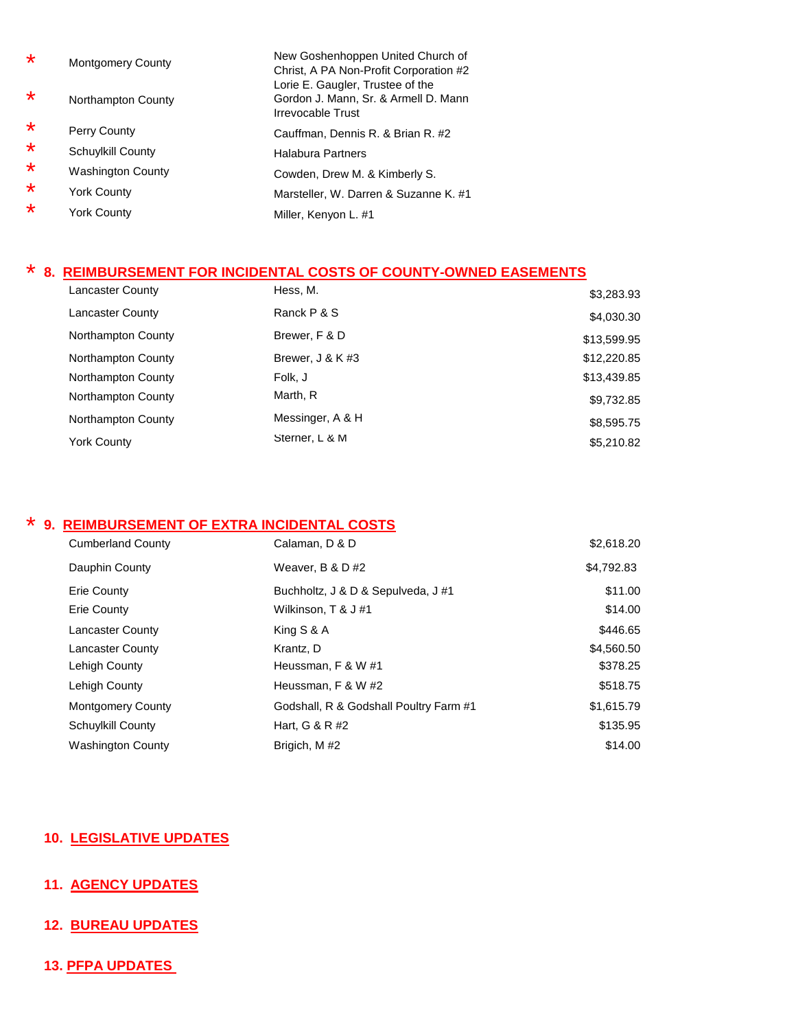| | | |
|---|---|---|
| * | Montgomery County | New Goshenhoppen United Church of Christ, A PA Non-Profit Corporation #2 |
| * | Northampton County | Lorie E. Gaugler, Trustee of the Gordon J. Mann, Sr. & Armell D. Mann Irrevocable Trust |
| * | Perry County | Cauffman, Dennis R. & Brian R. #2 |
| * | Schuylkill County | Halabura Partners |
| * | Washington County | Cowden, Drew M. & Kimberly S. |
| * | York County | Marsteller, W. Darren & Suzanne K. #1 |
| * | York County | Miller, Kenyon L. #1 |

## * 8. REIMBURSEMENT FOR INCIDENTAL COSTS OF COUNTY-OWNED EASEMENTS

| | | |
|---|---|---|
| Lancaster County | Hess, M. | $3,283.93 |
| Lancaster County | Ranck P & S | $4,030.30 |
| Northampton County | Brewer, F & D | $13,599.95 |
| Northampton County | Brewer, J & K #3 | $12,220.85 |
| Northampton County | Folk, J | $13,439.85 |
| Northampton County | Marth, R | $9,732.85 |
| Northampton County | Messinger, A & H | $8,595.75 |
| York County | Sterner, L & M | $5,210.82 |

## * 9. REIMBURSEMENT OF EXTRA INCIDENTAL COSTS

| | | |
|---|---|---|
| Cumberland County | Calaman, D & D | $2,618.20 |
| Dauphin County | Weaver, B & D #2 | $4,792.83 |
| Erie County | Buchholtz, J & D & Sepulveda, J #1 | $11.00 |
| Erie County | Wilkinson, T & J #1 | $14.00 |
| Lancaster County | King S & A | $446.65 |
| Lancaster County | Krantz, D | $4,560.50 |
| Lehigh County | Heussman, F & W #1 | $378.25 |
| Lehigh County | Heussman, F & W #2 | $518.75 |
| Montgomery County | Godshall, R & Godshall Poultry Farm #1 | $1,615.79 |
| Schuylkill County | Hart, G & R #2 | $135.95 |
| Washington County | Brigich, M #2 | $14.00 |

## 10. LEGISLATIVE UPDATES

## 11. AGENCY UPDATES

## 12. BUREAU UPDATES

## 13. PFPA UPDATES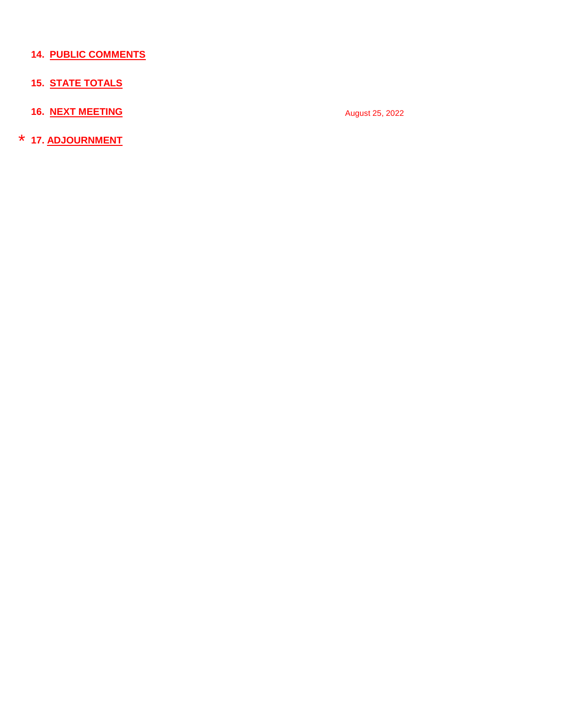**14. PUBLIC COMMENTS**

**15. STATE TOTALS**

**16. NEXT MEETING** August 25, 2022

* **17. ADJOURNMENT**